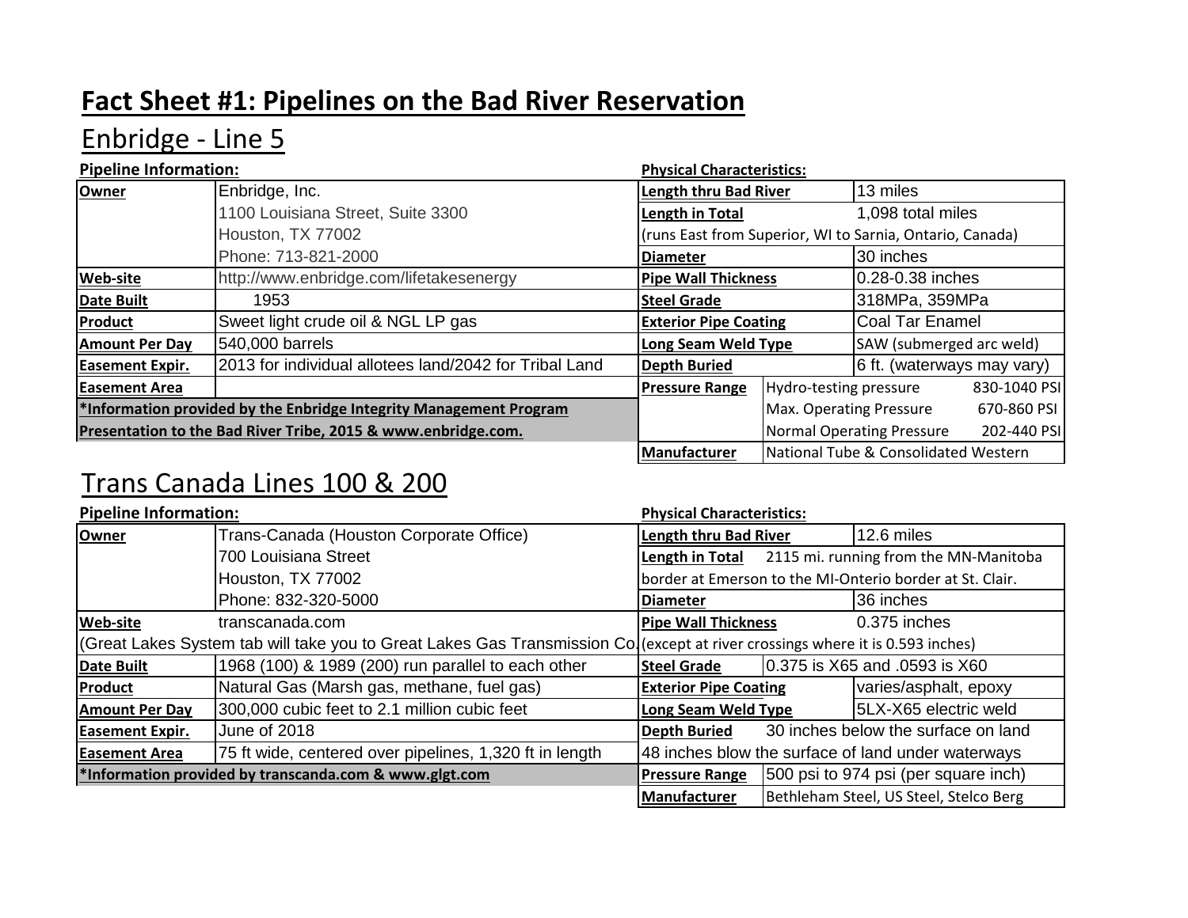# Fact Sheet #1: Pipelines on the Bad River Reservation

## Enbridge - Line 5

**Pipeline Information:**

| | |
|---|---|
| **Owner** | Enbridge, Inc.<br>1100 Louisiana Street, Suite 3300<br>Houston, TX 77002<br>Phone: 713-821-2000 |
| **Web-site** | http://www.enbridge.com/lifetakesenergy |
| **Date Built** | 1953 |
| **Product** | Sweet light crude oil & NGL LP gas |
| **Amount Per Day** | 540,000 barrels |
| **Easement Expir.** | 2013 for individual allotees land/2042 for Tribal Land |
| **Easement Area** | |

***Information provided by the Enbridge Integrity Management Program Presentation to the Bad River Tribe, 2015 & www.enbridge.com.**

**Physical Characteristics:**

| | | |
|---|---|---|
| **Length thru Bad River** | 13 miles | |
| **Length in Total** | 1,098 total miles (runs East from Superior, WI to Sarnia, Ontario, Canada) | |
| **Diameter** | 30 inches | |
| **Pipe Wall Thickness** | 0.28-0.38 inches | |
| **Steel Grade** | 318MPa, 359MPa | |
| **Exterior Pipe Coating** | Coal Tar Enamel | |
| **Long Seam Weld Type** | SAW (submerged arc weld) | |
| **Depth Buried** | 6 ft. (waterways may vary) | |
| **Pressure Range** | Hydro-testing pressure | 830-1040 PSI |
| | Max. Operating Pressure | 670-860 PSI |
| | Normal Operating Pressure | 202-440 PSI |
| **Manufacturer** | National Tube & Consolidated Western | |

## Trans Canada Lines 100 & 200

**Pipeline Information:**

| | |
|---|---|
| **Owner** | Trans-Canada (Houston Corporate Office)<br>700 Louisiana Street<br>Houston, TX 77002<br>Phone: 832-320-5000 |
| **Web-site** | transcanada.com<br>(Great Lakes System tab will take you to Great Lakes Gas Transmission Co. |
| **Date Built** | 1968 (100) & 1989 (200) run parallel to each other |
| **Product** | Natural Gas (Marsh gas, methane, fuel gas) |
| **Amount Per Day** | 300,000 cubic feet to 2.1 million cubic feet |
| **Easement Expir.** | June of 2018 |
| **Easement Area** | 75 ft wide, centered over pipelines, 1,320 ft in length |

***Information provided by transcanda.com & www.glgt.com**

**Physical Characteristics:**

| | |
|---|---|
| **Length thru Bad River** | 12.6 miles |
| **Length in Total** | 2115 mi. running from the MN-Manitoba border at Emerson to the MI-Onterio border at St. Clair. |
| **Diameter** | 36 inches |
| **Pipe Wall Thickness** | 0.375 inches (except at river crossings where it is 0.593 inches) |
| **Steel Grade** | 0.375 is X65 and .0593 is X60 |
| **Exterior Pipe Coating** | varies/asphalt, epoxy |
| **Long Seam Weld Type** | 5LX-X65 electric weld |
| **Depth Buried** | 30 inches below the surface on land<br>48 inches blow the surface of land under waterways |
| **Pressure Range** | 500 psi to 974 psi (per square inch) |
| **Manufacturer** | Bethleham Steel, US Steel, Stelco Berg |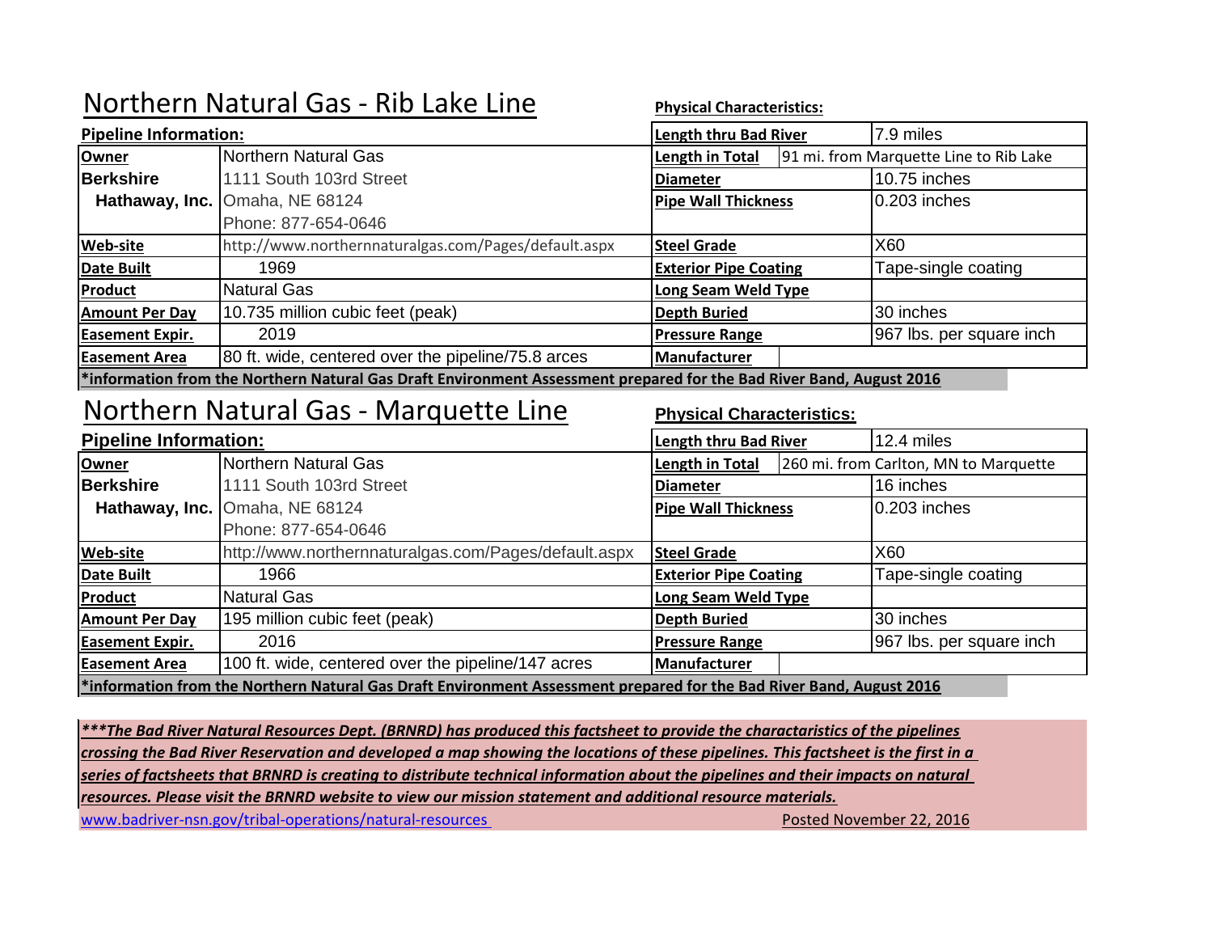# Northern Natural Gas - Rib Lake Line

**Pipeline Information:**

| | |
|---|---|
| **Owner** | Northern Natural Gas |
| **Berkshire Hathaway, Inc.** | 1111 South 103rd Street<br>Omaha, NE 68124<br>Phone: 877-654-0646 |
| **Web-site** | http://www.northernnaturalgas.com/Pages/default.aspx |
| **Date Built** | 1969 |
| **Product** | Natural Gas |
| **Amount Per Day** | 10.735 million cubic feet (peak) |
| **Easement Expir.** | 2019 |
| **Easement Area** | 80 ft. wide, centered over the pipeline/75.8 arces |

**Physical Characteristics:**

| | |
|---|---|
| **Length thru Bad River** | 7.9 miles |
| **Length in Total** | 91 mi. from Marquette Line to Rib Lake |
| **Diameter** | 10.75 inches |
| **Pipe Wall Thickness** | 0.203 inches |
| **Steel Grade** | X60 |
| **Exterior Pipe Coating** | Tape-single coating |
| **Long Seam Weld Type** | |
| **Depth Buried** | 30 inches |
| **Pressure Range** | 967 lbs. per square inch |
| **Manufacturer** | |

***information from the Northern Natural Gas Draft Environment Assessment prepared for the Bad River Band, August 2016**

# Northern Natural Gas - Marquette Line

**Pipeline Information:**

| | |
|---|---|
| **Owner** | Northern Natural Gas |
| **Berkshire Hathaway, Inc.** | 1111 South 103rd Street<br>Omaha, NE 68124<br>Phone: 877-654-0646 |
| **Web-site** | http://www.northernnaturalgas.com/Pages/default.aspx |
| **Date Built** | 1966 |
| **Product** | Natural Gas |
| **Amount Per Day** | 195 million cubic feet (peak) |
| **Easement Expir.** | 2016 |
| **Easement Area** | 100 ft. wide, centered over the pipeline/147 acres |

**Physical Characteristics:**

| | |
|---|---|
| **Length thru Bad River** | 12.4 miles |
| **Length in Total** | 260 mi. from Carlton, MN to Marquette |
| **Diameter** | 16 inches |
| **Pipe Wall Thickness** | 0.203 inches |
| **Steel Grade** | X60 |
| **Exterior Pipe Coating** | Tape-single coating |
| **Long Seam Weld Type** | |
| **Depth Buried** | 30 inches |
| **Pressure Range** | 967 lbs. per square inch |
| **Manufacturer** | |

***information from the Northern Natural Gas Draft Environment Assessment prepared for the Bad River Band, August 2016**

***<u>***The Bad River Natural Resources Dept. (BRNRD) has produced this factsheet to provide the charactaristics of the pipelines crossing the Bad River Reservation and developed a map showing the locations of these pipelines. This factsheet is the first in a series of factsheets that BRNRD is creating to distribute technical information about the pipelines and their impacts on natural resources. Please visit the BRNRD website to view our mission statement and additional resource materials.</u>***

www.badriver-nsn.gov/tribal-operations/natural-resources

Posted November 22, 2016